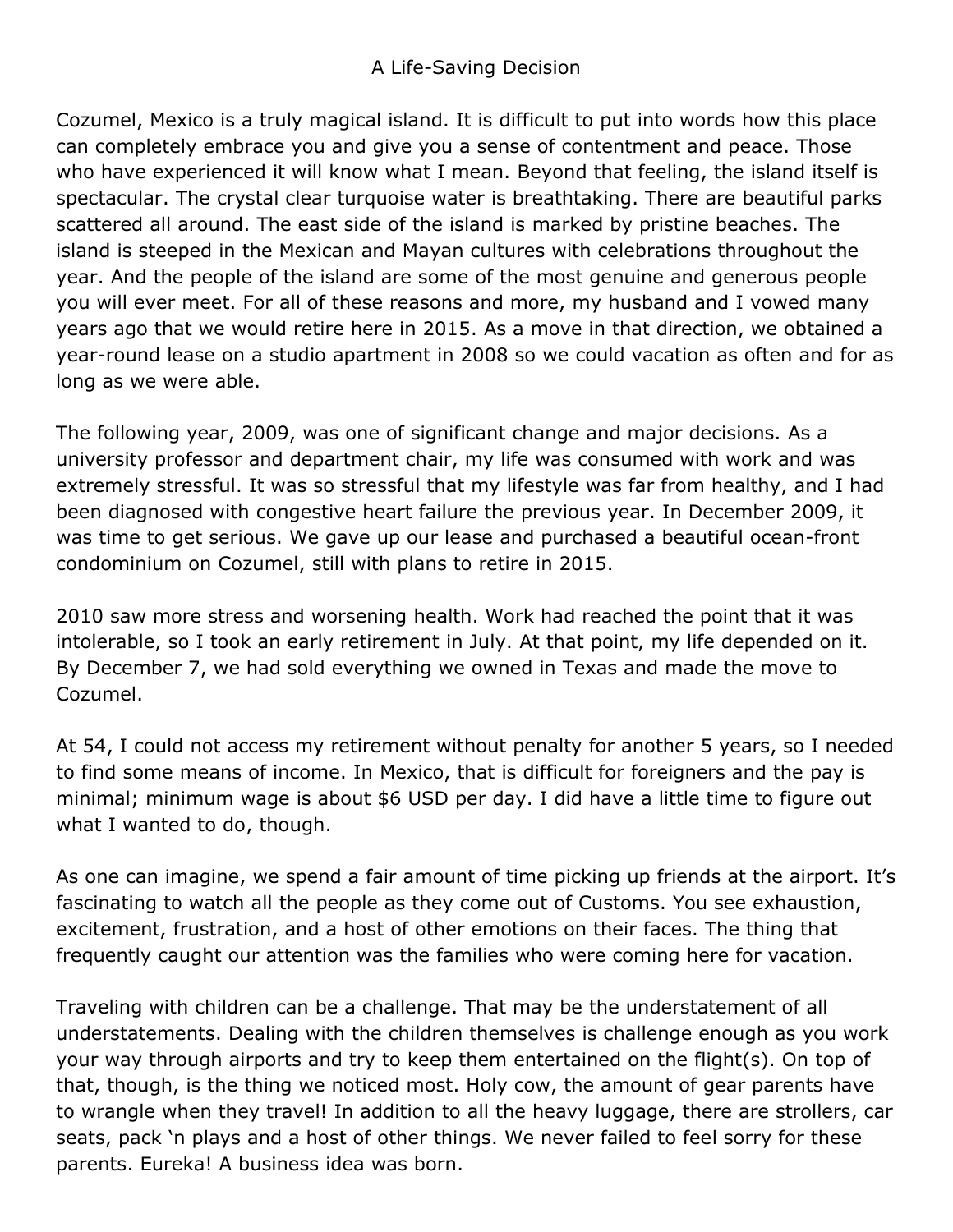# A Life-Saving Decision

Cozumel, Mexico is a truly magical island. It is difficult to put into words how this place can completely embrace you and give you a sense of contentment and peace. Those who have experienced it will know what I mean. Beyond that feeling, the island itself is spectacular. The crystal clear turquoise water is breathtaking. There are beautiful parks scattered all around. The east side of the island is marked by pristine beaches. The island is steeped in the Mexican and Mayan cultures with celebrations throughout the year. And the people of the island are some of the most genuine and generous people you will ever meet. For all of these reasons and more, my husband and I vowed many years ago that we would retire here in 2015. As a move in that direction, we obtained a year-round lease on a studio apartment in 2008 so we could vacation as often and for as long as we were able.

The following year, 2009, was one of significant change and major decisions. As a university professor and department chair, my life was consumed with work and was extremely stressful. It was so stressful that my lifestyle was far from healthy, and I had been diagnosed with congestive heart failure the previous year. In December 2009, it was time to get serious. We gave up our lease and purchased a beautiful ocean-front condominium on Cozumel, still with plans to retire in 2015.

2010 saw more stress and worsening health. Work had reached the point that it was intolerable, so I took an early retirement in July. At that point, my life depended on it. By December 7, we had sold everything we owned in Texas and made the move to Cozumel.

At 54, I could not access my retirement without penalty for another 5 years, so I needed to find some means of income. In Mexico, that is difficult for foreigners and the pay is minimal; minimum wage is about $6 USD per day. I did have a little time to figure out what I wanted to do, though.

As one can imagine, we spend a fair amount of time picking up friends at the airport. It's fascinating to watch all the people as they come out of Customs. You see exhaustion, excitement, frustration, and a host of other emotions on their faces. The thing that frequently caught our attention was the families who were coming here for vacation.

Traveling with children can be a challenge. That may be the understatement of all understatements. Dealing with the children themselves is challenge enough as you work your way through airports and try to keep them entertained on the flight(s). On top of that, though, is the thing we noticed most. Holy cow, the amount of gear parents have to wrangle when they travel! In addition to all the heavy luggage, there are strollers, car seats, pack 'n plays and a host of other things. We never failed to feel sorry for these parents. Eureka! A business idea was born.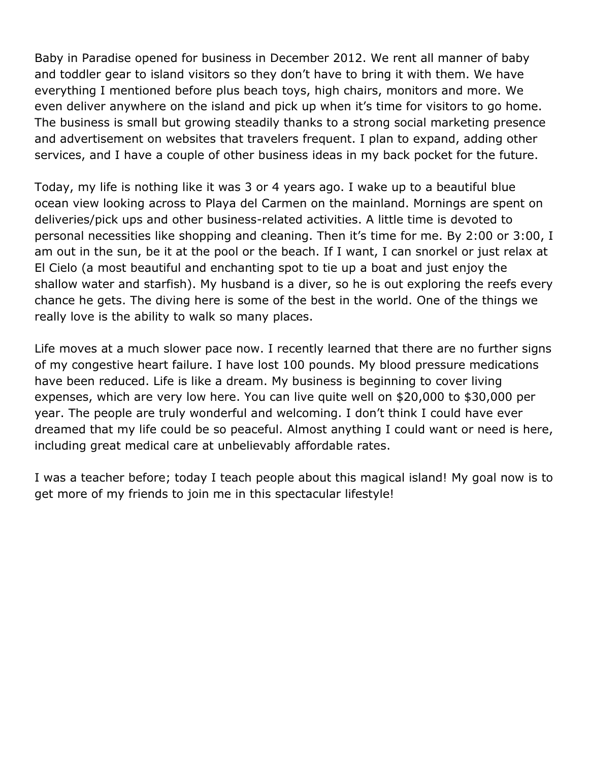Baby in Paradise opened for business in December 2012. We rent all manner of baby and toddler gear to island visitors so they don't have to bring it with them. We have everything I mentioned before plus beach toys, high chairs, monitors and more. We even deliver anywhere on the island and pick up when it's time for visitors to go home. The business is small but growing steadily thanks to a strong social marketing presence and advertisement on websites that travelers frequent. I plan to expand, adding other services, and I have a couple of other business ideas in my back pocket for the future.

Today, my life is nothing like it was 3 or 4 years ago. I wake up to a beautiful blue ocean view looking across to Playa del Carmen on the mainland. Mornings are spent on deliveries/pick ups and other business-related activities. A little time is devoted to personal necessities like shopping and cleaning. Then it's time for me. By 2:00 or 3:00, I am out in the sun, be it at the pool or the beach. If I want, I can snorkel or just relax at El Cielo (a most beautiful and enchanting spot to tie up a boat and just enjoy the shallow water and starfish). My husband is a diver, so he is out exploring the reefs every chance he gets. The diving here is some of the best in the world. One of the things we really love is the ability to walk so many places.

Life moves at a much slower pace now. I recently learned that there are no further signs of my congestive heart failure. I have lost 100 pounds. My blood pressure medications have been reduced. Life is like a dream. My business is beginning to cover living expenses, which are very low here. You can live quite well on $20,000 to $30,000 per year. The people are truly wonderful and welcoming. I don't think I could have ever dreamed that my life could be so peaceful. Almost anything I could want or need is here, including great medical care at unbelievably affordable rates.

I was a teacher before; today I teach people about this magical island! My goal now is to get more of my friends to join me in this spectacular lifestyle!